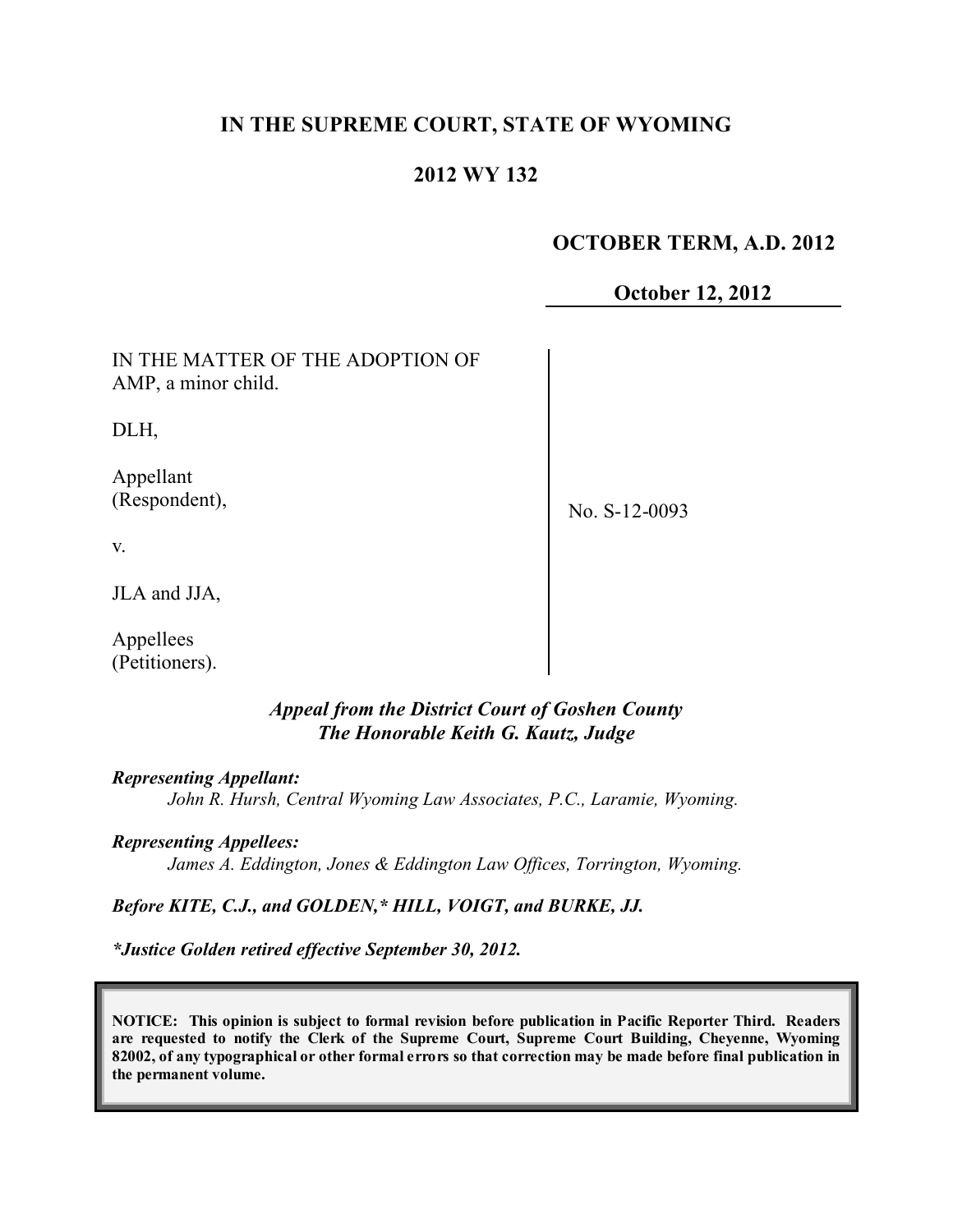# IN THE SUPREME COURT, STATE OF WYOMING

## 2012 WY 132

**OCTOBER TERM, A.D. 2012**

**October 12, 2012**

IN THE MATTER OF THE ADOPTION OF AMP, a minor child.

DLH,

Appellant (Respondent),

v.

JLA and JJA,

Appellees (Petitioners).

No. S-12-0093

***Appeal from the District Court of Goshen County***
***The Honorable Keith G. Kautz, Judge***

***Representing Appellant:***
*John R. Hursh, Central Wyoming Law Associates, P.C., Laramie, Wyoming.*

***Representing Appellees:***
*James A. Eddington, Jones & Eddington Law Offices, Torrington, Wyoming.*

***Before KITE, C.J., and GOLDEN,\* HILL, VOIGT, and BURKE, JJ.***

***\*Justice Golden retired effective September 30, 2012.***

**NOTICE: This opinion is subject to formal revision before publication in Pacific Reporter Third. Readers are requested to notify the Clerk of the Supreme Court, Supreme Court Building, Cheyenne, Wyoming 82002, of any typographical or other formal errors so that correction may be made before final publication in the permanent volume.**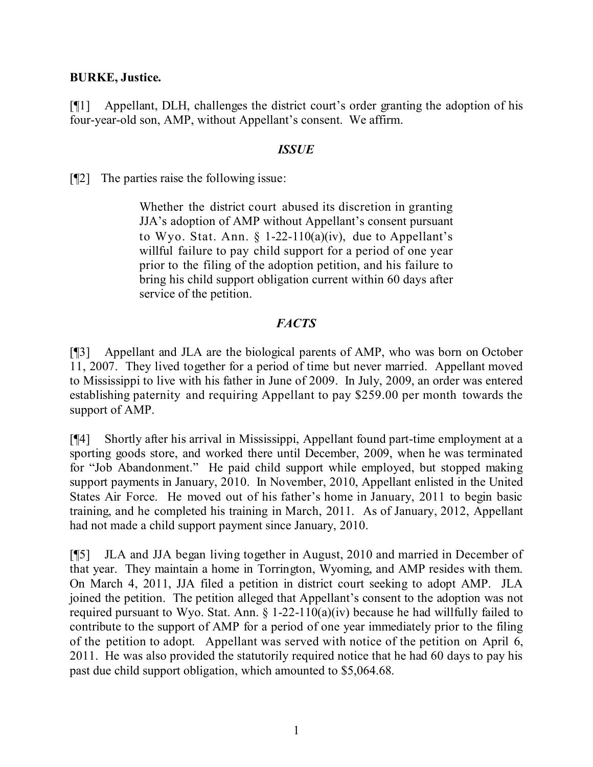**BURKE, Justice.**

[¶1] Appellant, DLH, challenges the district court's order granting the adoption of his four-year-old son, AMP, without Appellant's consent. We affirm.

### *ISSUE*

[¶2] The parties raise the following issue:

> Whether the district court abused its discretion in granting JJA's adoption of AMP without Appellant's consent pursuant to Wyo. Stat. Ann. § 1-22-110(a)(iv), due to Appellant's willful failure to pay child support for a period of one year prior to the filing of the adoption petition, and his failure to bring his child support obligation current within 60 days after service of the petition.

### *FACTS*

[¶3] Appellant and JLA are the biological parents of AMP, who was born on October 11, 2007. They lived together for a period of time but never married. Appellant moved to Mississippi to live with his father in June of 2009. In July, 2009, an order was entered establishing paternity and requiring Appellant to pay $259.00 per month towards the support of AMP.

[¶4] Shortly after his arrival in Mississippi, Appellant found part-time employment at a sporting goods store, and worked there until December, 2009, when he was terminated for "Job Abandonment." He paid child support while employed, but stopped making support payments in January, 2010. In November, 2010, Appellant enlisted in the United States Air Force. He moved out of his father's home in January, 2011 to begin basic training, and he completed his training in March, 2011. As of January, 2012, Appellant had not made a child support payment since January, 2010.

[¶5] JLA and JJA began living together in August, 2010 and married in December of that year. They maintain a home in Torrington, Wyoming, and AMP resides with them. On March 4, 2011, JJA filed a petition in district court seeking to adopt AMP. JLA joined the petition. The petition alleged that Appellant's consent to the adoption was not required pursuant to Wyo. Stat. Ann. § 1-22-110(a)(iv) because he had willfully failed to contribute to the support of AMP for a period of one year immediately prior to the filing of the petition to adopt. Appellant was served with notice of the petition on April 6, 2011. He was also provided the statutorily required notice that he had 60 days to pay his past due child support obligation, which amounted to $5,064.68.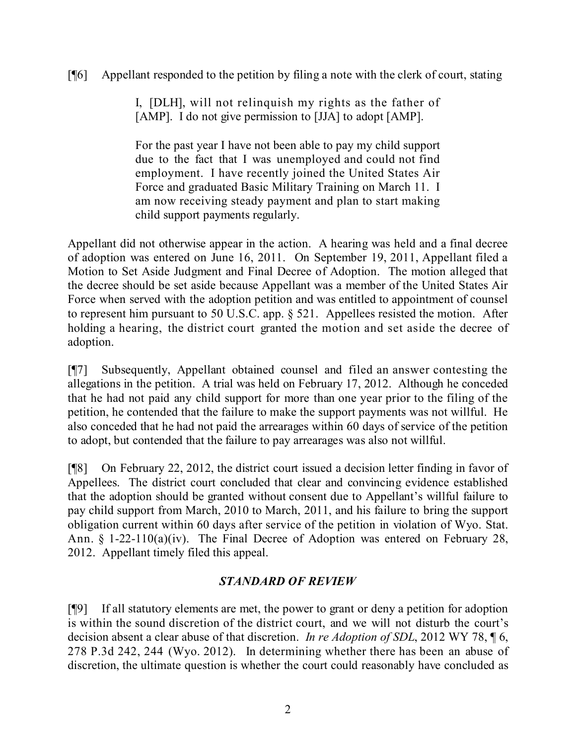[¶6] Appellant responded to the petition by filing a note with the clerk of court, stating

> I, [DLH], will not relinquish my rights as the father of [AMP]. I do not give permission to [JJA] to adopt [AMP].
>
> For the past year I have not been able to pay my child support due to the fact that I was unemployed and could not find employment. I have recently joined the United States Air Force and graduated Basic Military Training on March 11. I am now receiving steady payment and plan to start making child support payments regularly.

Appellant did not otherwise appear in the action. A hearing was held and a final decree of adoption was entered on June 16, 2011. On September 19, 2011, Appellant filed a Motion to Set Aside Judgment and Final Decree of Adoption. The motion alleged that the decree should be set aside because Appellant was a member of the United States Air Force when served with the adoption petition and was entitled to appointment of counsel to represent him pursuant to 50 U.S.C. app. § 521. Appellees resisted the motion. After holding a hearing, the district court granted the motion and set aside the decree of adoption.

[¶7] Subsequently, Appellant obtained counsel and filed an answer contesting the allegations in the petition. A trial was held on February 17, 2012. Although he conceded that he had not paid any child support for more than one year prior to the filing of the petition, he contended that the failure to make the support payments was not willful. He also conceded that he had not paid the arrearages within 60 days of service of the petition to adopt, but contended that the failure to pay arrearages was also not willful.

[¶8] On February 22, 2012, the district court issued a decision letter finding in favor of Appellees. The district court concluded that clear and convincing evidence established that the adoption should be granted without consent due to Appellant's willful failure to pay child support from March, 2010 to March, 2011, and his failure to bring the support obligation current within 60 days after service of the petition in violation of Wyo. Stat. Ann. § 1-22-110(a)(iv). The Final Decree of Adoption was entered on February 28, 2012. Appellant timely filed this appeal.

## *STANDARD OF REVIEW*

[¶9] If all statutory elements are met, the power to grant or deny a petition for adoption is within the sound discretion of the district court, and we will not disturb the court's decision absent a clear abuse of that discretion. *In re Adoption of SDL*, 2012 WY 78, ¶ 6, 278 P.3d 242, 244 (Wyo. 2012). In determining whether there has been an abuse of discretion, the ultimate question is whether the court could reasonably have concluded as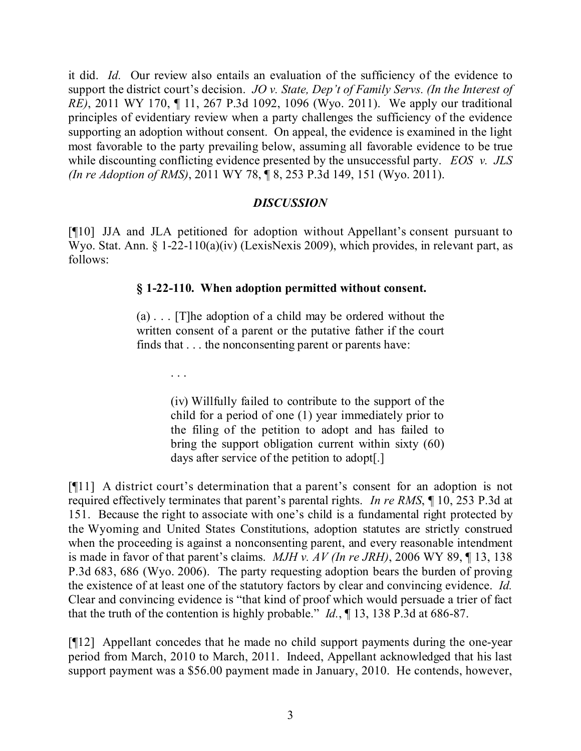it did. *Id.* Our review also entails an evaluation of the sufficiency of the evidence to support the district court's decision. *JO v. State, Dep't of Family Servs. (In the Interest of RE)*, 2011 WY 170, ¶ 11, 267 P.3d 1092, 1096 (Wyo. 2011). We apply our traditional principles of evidentiary review when a party challenges the sufficiency of the evidence supporting an adoption without consent. On appeal, the evidence is examined in the light most favorable to the party prevailing below, assuming all favorable evidence to be true while discounting conflicting evidence presented by the unsuccessful party. *EOS v. JLS (In re Adoption of RMS)*, 2011 WY 78, ¶ 8, 253 P.3d 149, 151 (Wyo. 2011).

### *DISCUSSION*

[¶10] JJA and JLA petitioned for adoption without Appellant's consent pursuant to Wyo. Stat. Ann. § 1-22-110(a)(iv) (LexisNexis 2009), which provides, in relevant part, as follows:

> **§ 1-22-110. When adoption permitted without consent.**
>
> (a) . . . [T]he adoption of a child may be ordered without the written consent of a parent or the putative father if the court finds that . . . the nonconsenting parent or parents have:
>
> . . .
>
> (iv) Willfully failed to contribute to the support of the child for a period of one (1) year immediately prior to the filing of the petition to adopt and has failed to bring the support obligation current within sixty (60) days after service of the petition to adopt[.]

[¶11] A district court's determination that a parent's consent for an adoption is not required effectively terminates that parent's parental rights. *In re RMS*, ¶ 10, 253 P.3d at 151. Because the right to associate with one's child is a fundamental right protected by the Wyoming and United States Constitutions, adoption statutes are strictly construed when the proceeding is against a nonconsenting parent, and every reasonable intendment is made in favor of that parent's claims. *MJH v. AV (In re JRH)*, 2006 WY 89, ¶ 13, 138 P.3d 683, 686 (Wyo. 2006). The party requesting adoption bears the burden of proving the existence of at least one of the statutory factors by clear and convincing evidence. *Id.* Clear and convincing evidence is "that kind of proof which would persuade a trier of fact that the truth of the contention is highly probable." *Id.*, ¶ 13, 138 P.3d at 686-87.

[¶12] Appellant concedes that he made no child support payments during the one-year period from March, 2010 to March, 2011. Indeed, Appellant acknowledged that his last support payment was a $56.00 payment made in January, 2010. He contends, however,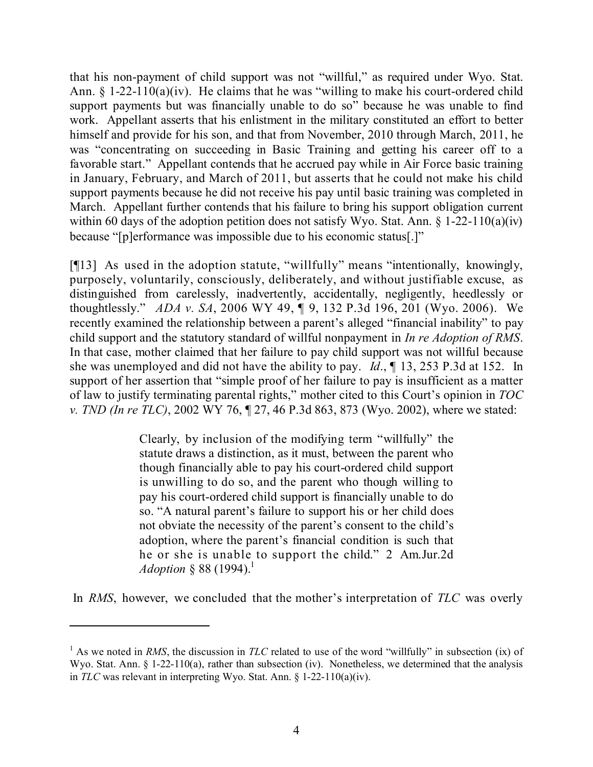that his non-payment of child support was not "willful," as required under Wyo. Stat. Ann. § 1-22-110(a)(iv). He claims that he was "willing to make his court-ordered child support payments but was financially unable to do so" because he was unable to find work. Appellant asserts that his enlistment in the military constituted an effort to better himself and provide for his son, and that from November, 2010 through March, 2011, he was "concentrating on succeeding in Basic Training and getting his career off to a favorable start." Appellant contends that he accrued pay while in Air Force basic training in January, February, and March of 2011, but asserts that he could not make his child support payments because he did not receive his pay until basic training was completed in March. Appellant further contends that his failure to bring his support obligation current within 60 days of the adoption petition does not satisfy Wyo. Stat. Ann. § 1-22-110(a)(iv) because "[p]erformance was impossible due to his economic status[.]"

[¶13] As used in the adoption statute, "willfully" means "intentionally, knowingly, purposely, voluntarily, consciously, deliberately, and without justifiable excuse, as distinguished from carelessly, inadvertently, accidentally, negligently, heedlessly or thoughtlessly." *ADA v. SA*, 2006 WY 49, ¶ 9, 132 P.3d 196, 201 (Wyo. 2006). We recently examined the relationship between a parent's alleged "financial inability" to pay child support and the statutory standard of willful nonpayment in *In re Adoption of RMS*. In that case, mother claimed that her failure to pay child support was not willful because she was unemployed and did not have the ability to pay. *Id.*, ¶ 13, 253 P.3d at 152. In support of her assertion that "simple proof of her failure to pay is insufficient as a matter of law to justify terminating parental rights," mother cited to this Court's opinion in *TOC v. TND (In re TLC)*, 2002 WY 76, ¶ 27, 46 P.3d 863, 873 (Wyo. 2002), where we stated:

> Clearly, by inclusion of the modifying term "willfully" the statute draws a distinction, as it must, between the parent who though financially able to pay his court-ordered child support is unwilling to do so, and the parent who though willing to pay his court-ordered child support is financially unable to do so. "A natural parent's failure to support his or her child does not obviate the necessity of the parent's consent to the child's adoption, where the parent's financial condition is such that he or she is unable to support the child." 2 Am.Jur.2d *Adoption* § 88 (1994).[1]

In *RMS*, however, we concluded that the mother's interpretation of *TLC* was overly

---

[1] As we noted in *RMS*, the discussion in *TLC* related to use of the word "willfully" in subsection (ix) of Wyo. Stat. Ann. § 1-22-110(a), rather than subsection (iv). Nonetheless, we determined that the analysis in *TLC* was relevant in interpreting Wyo. Stat. Ann. § 1-22-110(a)(iv).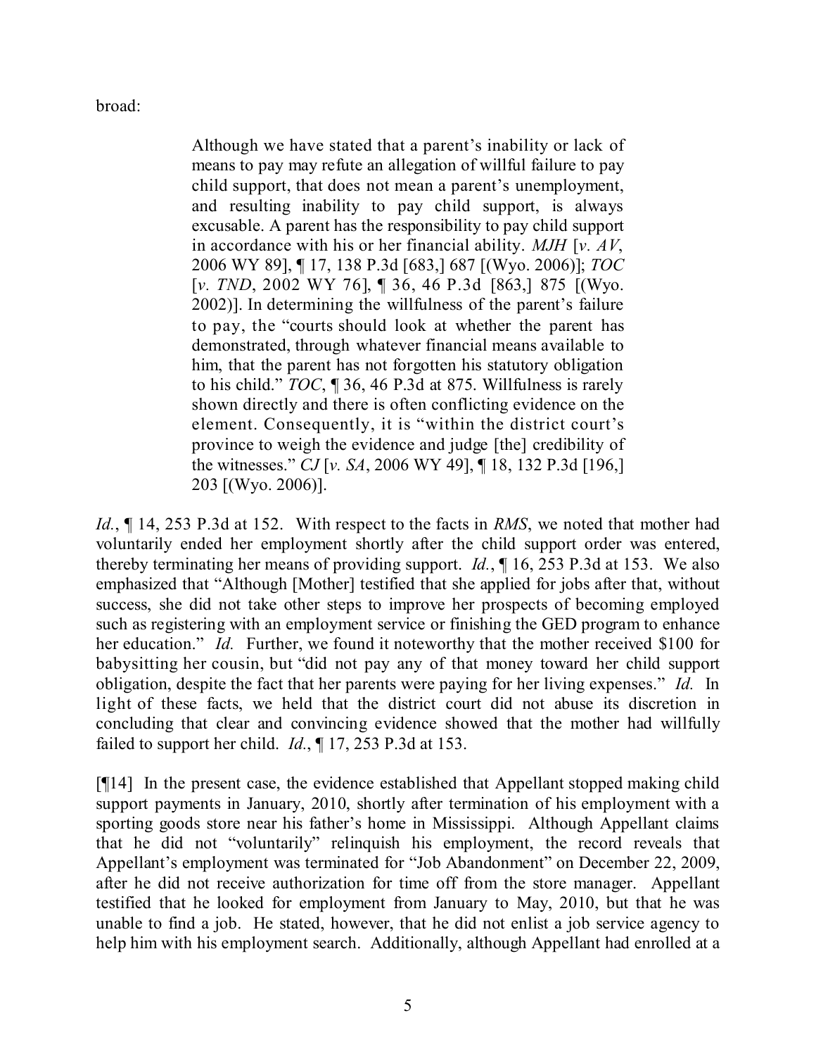broad:

> Although we have stated that a parent's inability or lack of means to pay may refute an allegation of willful failure to pay child support, that does not mean a parent's unemployment, and resulting inability to pay child support, is always excusable. A parent has the responsibility to pay child support in accordance with his or her financial ability. *MJH* [*v. AV*, 2006 WY 89], ¶ 17, 138 P.3d [683,] 687 [(Wyo. 2006)]; *TOC* [*v. TND*, 2002 WY 76], ¶ 36, 46 P.3d [863,] 875 [(Wyo. 2002)]. In determining the willfulness of the parent's failure to pay, the "courts should look at whether the parent has demonstrated, through whatever financial means available to him, that the parent has not forgotten his statutory obligation to his child." *TOC*, ¶ 36, 46 P.3d at 875. Willfulness is rarely shown directly and there is often conflicting evidence on the element. Consequently, it is "within the district court's province to weigh the evidence and judge [the] credibility of the witnesses." *CJ* [*v. SA*, 2006 WY 49], ¶ 18, 132 P.3d [196,] 203 [(Wyo. 2006)].

*Id.*, ¶ 14, 253 P.3d at 152. With respect to the facts in *RMS*, we noted that mother had voluntarily ended her employment shortly after the child support order was entered, thereby terminating her means of providing support. *Id.*, ¶ 16, 253 P.3d at 153. We also emphasized that "Although [Mother] testified that she applied for jobs after that, without success, she did not take other steps to improve her prospects of becoming employed such as registering with an employment service or finishing the GED program to enhance her education." *Id.* Further, we found it noteworthy that the mother received $100 for babysitting her cousin, but "did not pay any of that money toward her child support obligation, despite the fact that her parents were paying for her living expenses." *Id.* In light of these facts, we held that the district court did not abuse its discretion in concluding that clear and convincing evidence showed that the mother had willfully failed to support her child. *Id.*, ¶ 17, 253 P.3d at 153.

[¶14] In the present case, the evidence established that Appellant stopped making child support payments in January, 2010, shortly after termination of his employment with a sporting goods store near his father's home in Mississippi. Although Appellant claims that he did not "voluntarily" relinquish his employment, the record reveals that Appellant's employment was terminated for "Job Abandonment" on December 22, 2009, after he did not receive authorization for time off from the store manager. Appellant testified that he looked for employment from January to May, 2010, but that he was unable to find a job. He stated, however, that he did not enlist a job service agency to help him with his employment search. Additionally, although Appellant had enrolled at a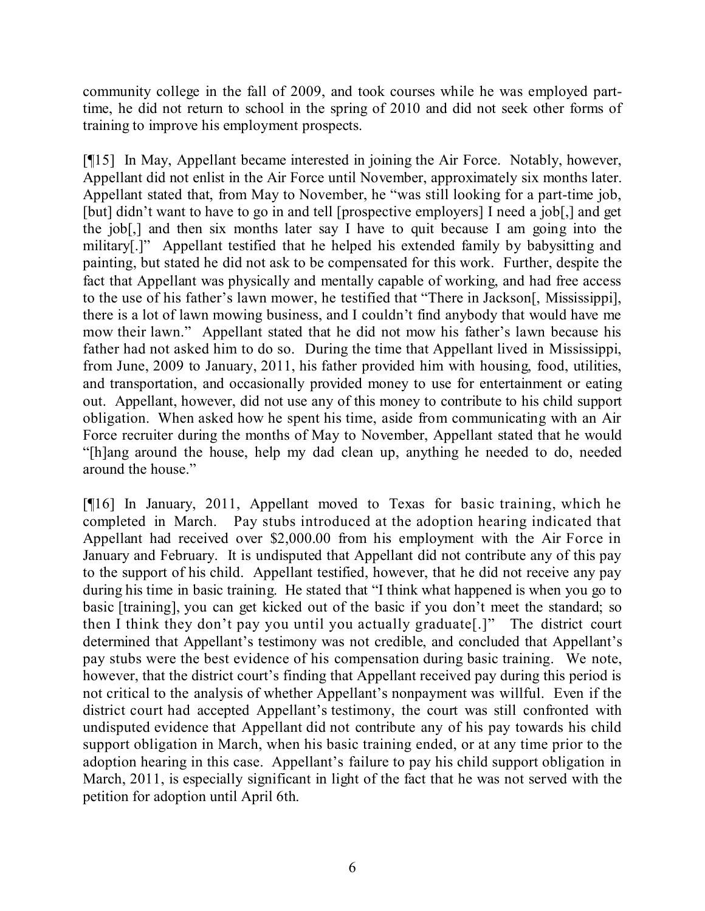community college in the fall of 2009, and took courses while he was employed part-time, he did not return to school in the spring of 2010 and did not seek other forms of training to improve his employment prospects.

[¶15] In May, Appellant became interested in joining the Air Force. Notably, however, Appellant did not enlist in the Air Force until November, approximately six months later. Appellant stated that, from May to November, he "was still looking for a part-time job, [but] didn't want to have to go in and tell [prospective employers] I need a job[,] and get the job[,] and then six months later say I have to quit because I am going into the military[.]" Appellant testified that he helped his extended family by babysitting and painting, but stated he did not ask to be compensated for this work. Further, despite the fact that Appellant was physically and mentally capable of working, and had free access to the use of his father's lawn mower, he testified that "There in Jackson[, Mississippi], there is a lot of lawn mowing business, and I couldn't find anybody that would have me mow their lawn." Appellant stated that he did not mow his father's lawn because his father had not asked him to do so. During the time that Appellant lived in Mississippi, from June, 2009 to January, 2011, his father provided him with housing, food, utilities, and transportation, and occasionally provided money to use for entertainment or eating out. Appellant, however, did not use any of this money to contribute to his child support obligation. When asked how he spent his time, aside from communicating with an Air Force recruiter during the months of May to November, Appellant stated that he would "[h]ang around the house, help my dad clean up, anything he needed to do, needed around the house."

[¶16] In January, 2011, Appellant moved to Texas for basic training, which he completed in March. Pay stubs introduced at the adoption hearing indicated that Appellant had received over $2,000.00 from his employment with the Air Force in January and February. It is undisputed that Appellant did not contribute any of this pay to the support of his child. Appellant testified, however, that he did not receive any pay during his time in basic training. He stated that "I think what happened is when you go to basic [training], you can get kicked out of the basic if you don't meet the standard; so then I think they don't pay you until you actually graduate[.]" The district court determined that Appellant's testimony was not credible, and concluded that Appellant's pay stubs were the best evidence of his compensation during basic training. We note, however, that the district court's finding that Appellant received pay during this period is not critical to the analysis of whether Appellant's nonpayment was willful. Even if the district court had accepted Appellant's testimony, the court was still confronted with undisputed evidence that Appellant did not contribute any of his pay towards his child support obligation in March, when his basic training ended, or at any time prior to the adoption hearing in this case. Appellant's failure to pay his child support obligation in March, 2011, is especially significant in light of the fact that he was not served with the petition for adoption until April 6th.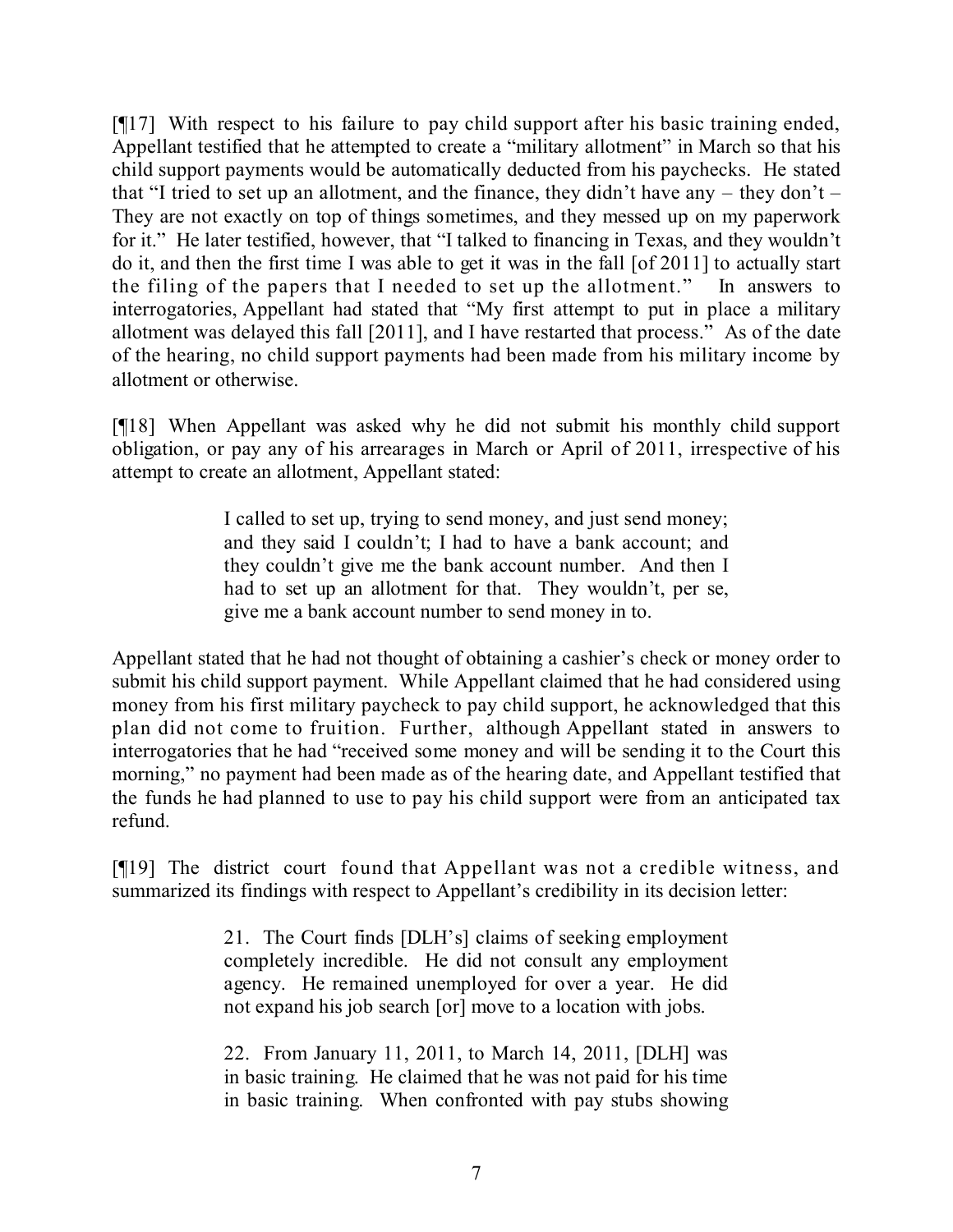[¶17] With respect to his failure to pay child support after his basic training ended, Appellant testified that he attempted to create a "military allotment" in March so that his child support payments would be automatically deducted from his paychecks. He stated that "I tried to set up an allotment, and the finance, they didn't have any – they don't – They are not exactly on top of things sometimes, and they messed up on my paperwork for it." He later testified, however, that "I talked to financing in Texas, and they wouldn't do it, and then the first time I was able to get it was in the fall [of 2011] to actually start the filing of the papers that I needed to set up the allotment." In answers to interrogatories, Appellant had stated that "My first attempt to put in place a military allotment was delayed this fall [2011], and I have restarted that process." As of the date of the hearing, no child support payments had been made from his military income by allotment or otherwise.

[¶18] When Appellant was asked why he did not submit his monthly child support obligation, or pay any of his arrearages in March or April of 2011, irrespective of his attempt to create an allotment, Appellant stated:

> I called to set up, trying to send money, and just send money; and they said I couldn't; I had to have a bank account; and they couldn't give me the bank account number. And then I had to set up an allotment for that. They wouldn't, per se, give me a bank account number to send money in to.

Appellant stated that he had not thought of obtaining a cashier's check or money order to submit his child support payment. While Appellant claimed that he had considered using money from his first military paycheck to pay child support, he acknowledged that this plan did not come to fruition. Further, although Appellant stated in answers to interrogatories that he had "received some money and will be sending it to the Court this morning," no payment had been made as of the hearing date, and Appellant testified that the funds he had planned to use to pay his child support were from an anticipated tax refund.

[¶19] The district court found that Appellant was not a credible witness, and summarized its findings with respect to Appellant's credibility in its decision letter:

> 21. The Court finds [DLH's] claims of seeking employment completely incredible. He did not consult any employment agency. He remained unemployed for over a year. He did not expand his job search [or] move to a location with jobs.
>
> 22. From January 11, 2011, to March 14, 2011, [DLH] was in basic training. He claimed that he was not paid for his time in basic training. When confronted with pay stubs showing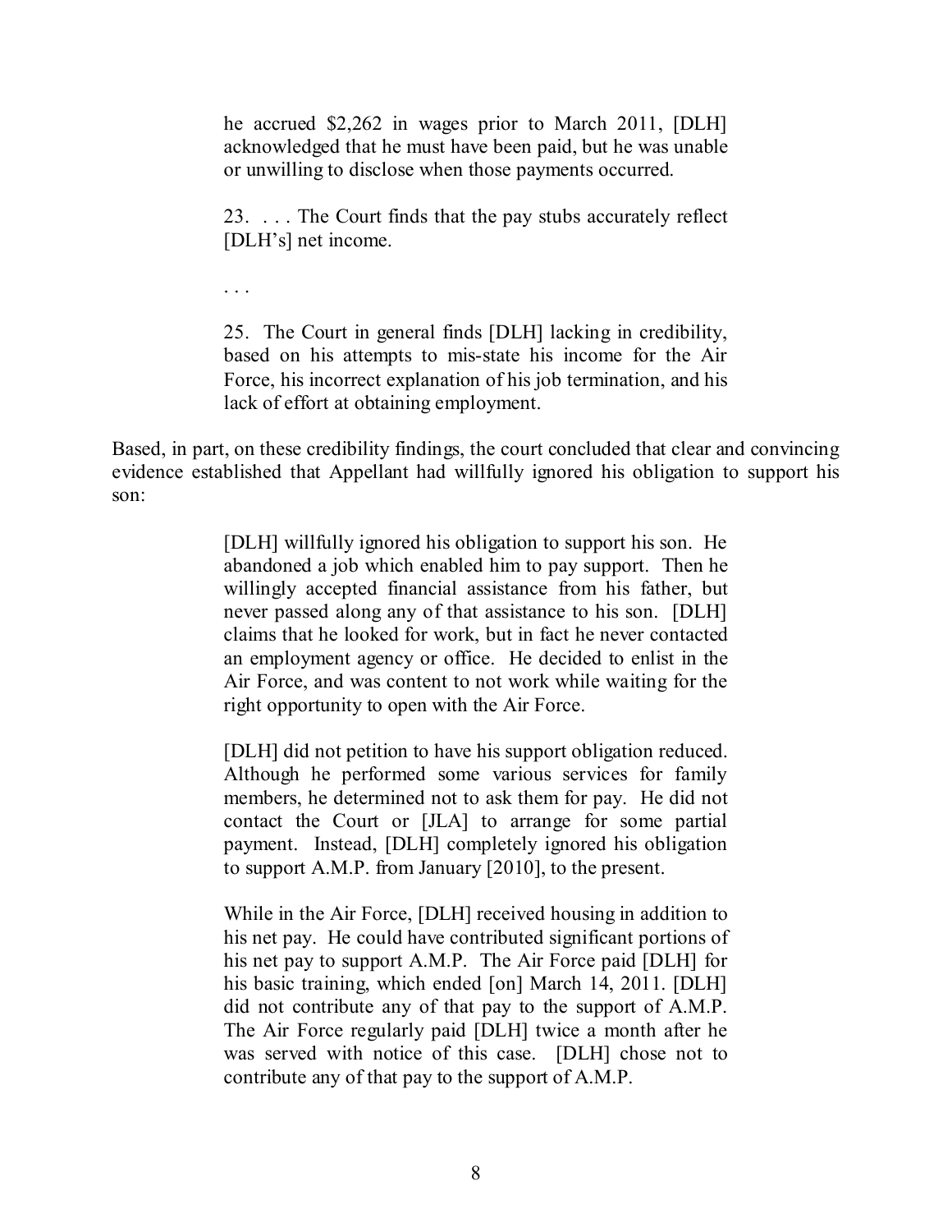> he accrued $2,262 in wages prior to March 2011, [DLH] acknowledged that he must have been paid, but he was unable or unwilling to disclose when those payments occurred.
>
> 23. . . . The Court finds that the pay stubs accurately reflect [DLH's] net income.
>
> . . .
>
> 25. The Court in general finds [DLH] lacking in credibility, based on his attempts to mis-state his income for the Air Force, his incorrect explanation of his job termination, and his lack of effort at obtaining employment.

Based, in part, on these credibility findings, the court concluded that clear and convincing evidence established that Appellant had willfully ignored his obligation to support his son:

> [DLH] willfully ignored his obligation to support his son. He abandoned a job which enabled him to pay support. Then he willingly accepted financial assistance from his father, but never passed along any of that assistance to his son. [DLH] claims that he looked for work, but in fact he never contacted an employment agency or office. He decided to enlist in the Air Force, and was content to not work while waiting for the right opportunity to open with the Air Force.
>
> [DLH] did not petition to have his support obligation reduced. Although he performed some various services for family members, he determined not to ask them for pay. He did not contact the Court or [JLA] to arrange for some partial payment. Instead, [DLH] completely ignored his obligation to support A.M.P. from January [2010], to the present.
>
> While in the Air Force, [DLH] received housing in addition to his net pay. He could have contributed significant portions of his net pay to support A.M.P. The Air Force paid [DLH] for his basic training, which ended [on] March 14, 2011. [DLH] did not contribute any of that pay to the support of A.M.P. The Air Force regularly paid [DLH] twice a month after he was served with notice of this case. [DLH] chose not to contribute any of that pay to the support of A.M.P.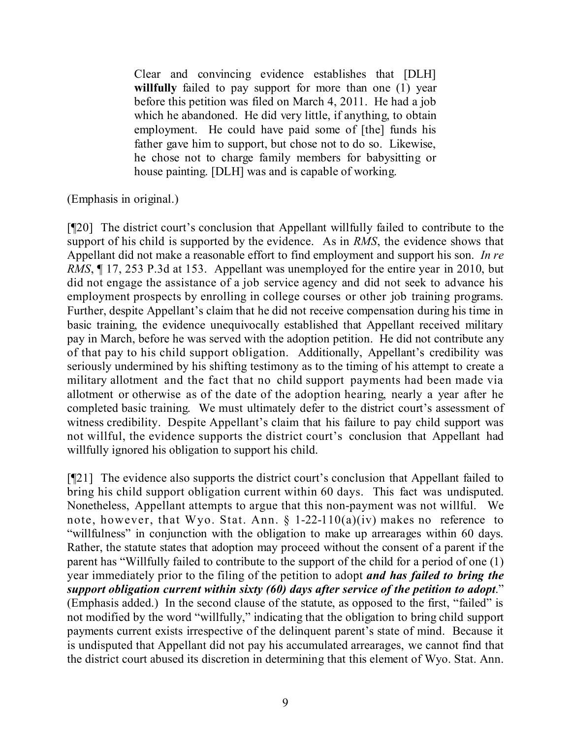> Clear and convincing evidence establishes that [DLH] **willfully** failed to pay support for more than one (1) year before this petition was filed on March 4, 2011. He had a job which he abandoned. He did very little, if anything, to obtain employment. He could have paid some of [the] funds his father gave him to support, but chose not to do so. Likewise, he chose not to charge family members for babysitting or house painting. [DLH] was and is capable of working.

(Emphasis in original.)

[¶20] The district court's conclusion that Appellant willfully failed to contribute to the support of his child is supported by the evidence. As in *RMS*, the evidence shows that Appellant did not make a reasonable effort to find employment and support his son. *In re RMS*, ¶ 17, 253 P.3d at 153. Appellant was unemployed for the entire year in 2010, but did not engage the assistance of a job service agency and did not seek to advance his employment prospects by enrolling in college courses or other job training programs. Further, despite Appellant's claim that he did not receive compensation during his time in basic training, the evidence unequivocally established that Appellant received military pay in March, before he was served with the adoption petition. He did not contribute any of that pay to his child support obligation. Additionally, Appellant's credibility was seriously undermined by his shifting testimony as to the timing of his attempt to create a military allotment and the fact that no child support payments had been made via allotment or otherwise as of the date of the adoption hearing, nearly a year after he completed basic training. We must ultimately defer to the district court's assessment of witness credibility. Despite Appellant's claim that his failure to pay child support was not willful, the evidence supports the district court's conclusion that Appellant had willfully ignored his obligation to support his child.

[¶21] The evidence also supports the district court's conclusion that Appellant failed to bring his child support obligation current within 60 days. This fact was undisputed. Nonetheless, Appellant attempts to argue that this non-payment was not willful. We note, however, that Wyo. Stat. Ann. § 1-22-110(a)(iv) makes no reference to "willfulness" in conjunction with the obligation to make up arrearages within 60 days. Rather, the statute states that adoption may proceed without the consent of a parent if the parent has "Willfully failed to contribute to the support of the child for a period of one (1) year immediately prior to the filing of the petition to adopt ***and has failed to bring the support obligation current within sixty (60) days after service of the petition to adopt***." (Emphasis added.) In the second clause of the statute, as opposed to the first, "failed" is not modified by the word "willfully," indicating that the obligation to bring child support payments current exists irrespective of the delinquent parent's state of mind. Because it is undisputed that Appellant did not pay his accumulated arrearages, we cannot find that the district court abused its discretion in determining that this element of Wyo. Stat. Ann.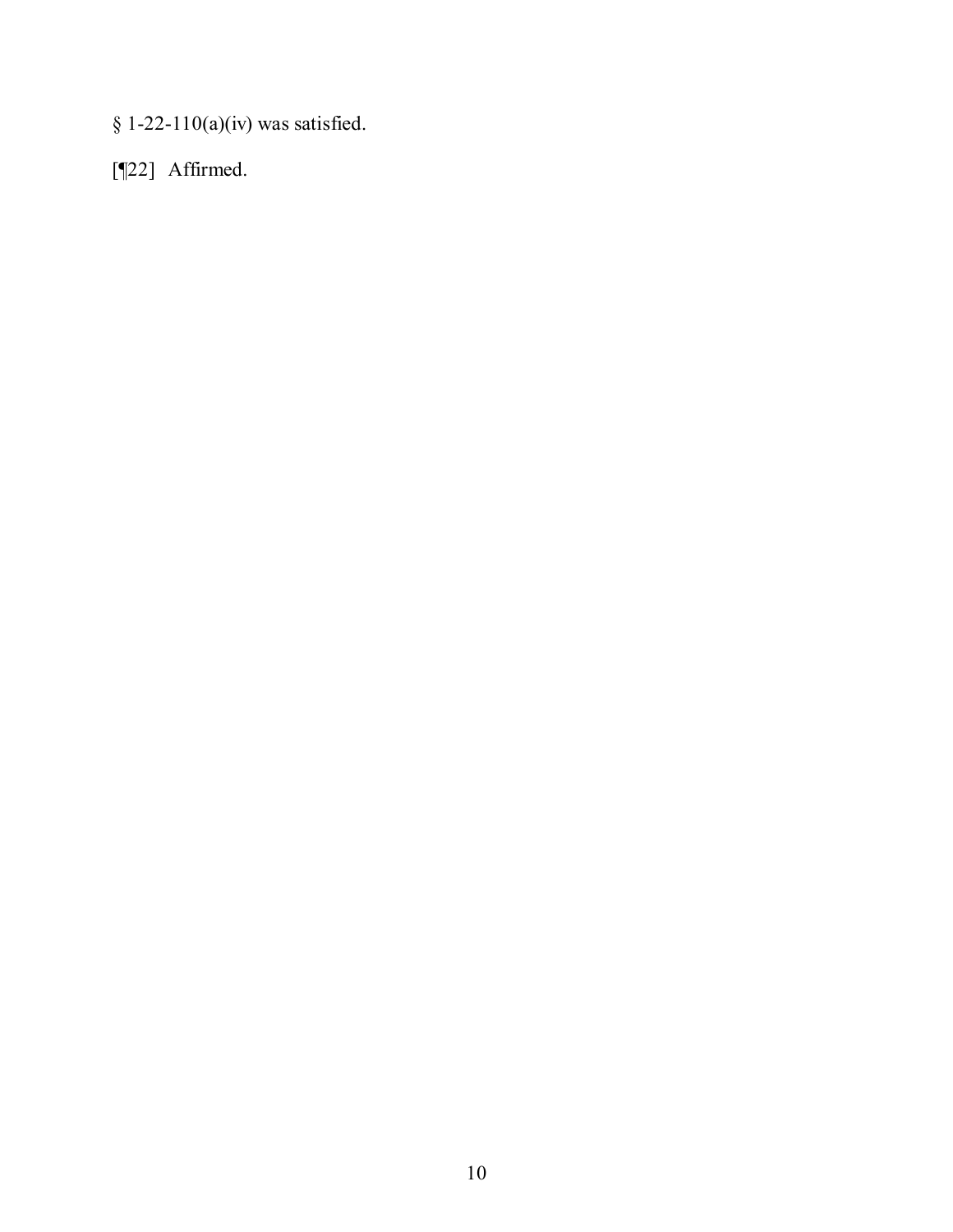§ 1-22-110(a)(iv) was satisfied.

[¶22] Affirmed.